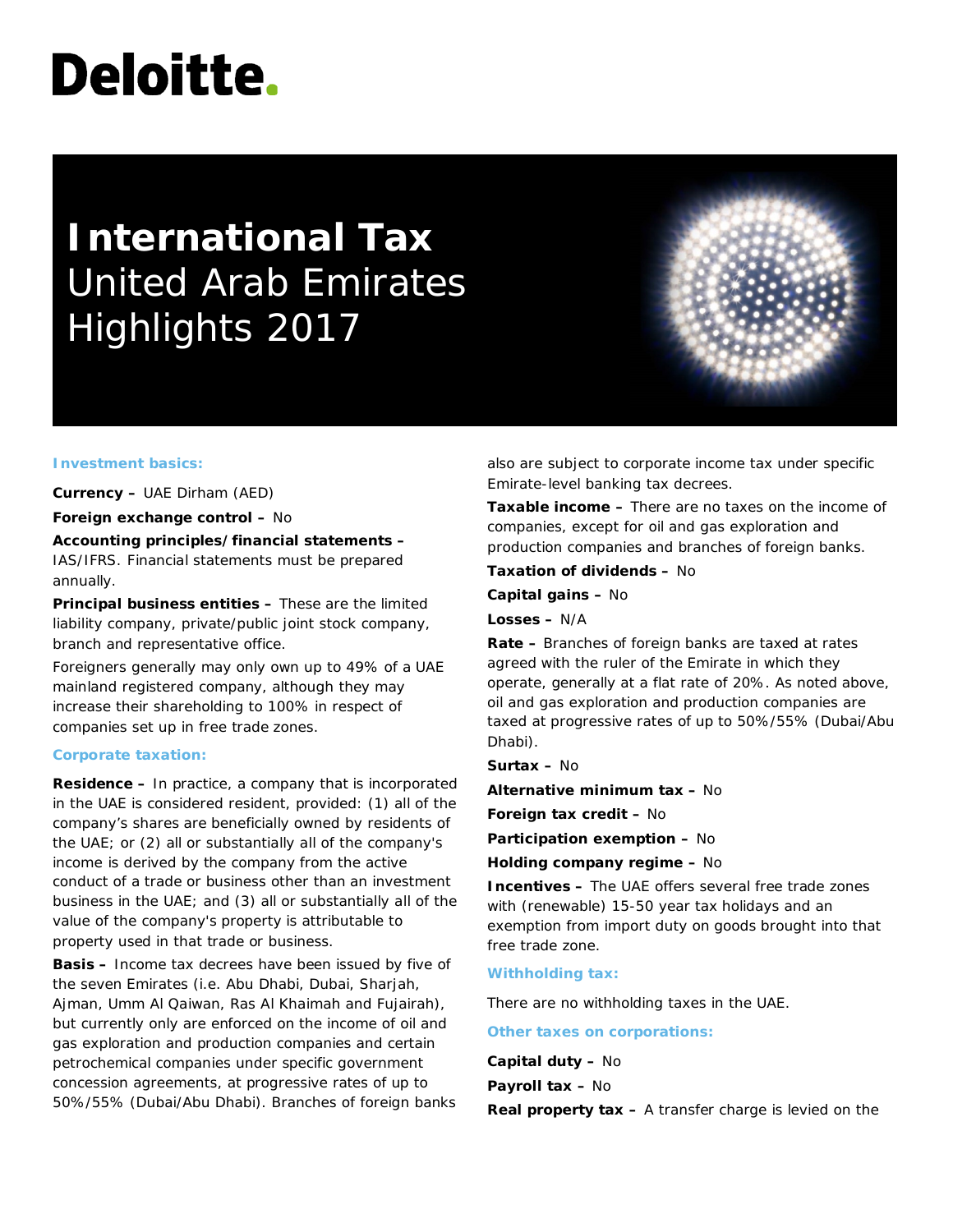Deloitte.

# International Tax
## United Arab Emirates Highlights 2017

### Investment basics:

**Currency –** UAE Dirham (AED)

**Foreign exchange control –** No

**Accounting principles/financial statements –** IAS/IFRS. Financial statements must be prepared annually.

**Principal business entities –** These are the limited liability company, private/public joint stock company, branch and representative office.

Foreigners generally may only own up to 49% of a UAE mainland registered company, although they may increase their shareholding to 100% in respect of companies set up in free trade zones.

### Corporate taxation:

**Residence –** In practice, a company that is incorporated in the UAE is considered resident, provided: (1) all of the company's shares are beneficially owned by residents of the UAE; or (2) all or substantially all of the company's income is derived by the company from the active conduct of a trade or business other than an investment business in the UAE; and (3) all or substantially all of the value of the company's property is attributable to property used in that trade or business.

**Basis –** Income tax decrees have been issued by five of the seven Emirates (i.e. Abu Dhabi, Dubai, Sharjah, Ajman, Umm Al Qaiwan, Ras Al Khaimah and Fujairah), but currently only are enforced on the income of oil and gas exploration and production companies and certain petrochemical companies under specific government concession agreements, at progressive rates of up to 50%/55% (Dubai/Abu Dhabi). Branches of foreign banks also are subject to corporate income tax under specific Emirate-level banking tax decrees.

**Taxable income –** There are no taxes on the income of companies, except for oil and gas exploration and production companies and branches of foreign banks.

**Taxation of dividends –** No

**Capital gains –** No

**Losses –** N/A

**Rate –** Branches of foreign banks are taxed at rates agreed with the ruler of the Emirate in which they operate, generally at a flat rate of 20%. As noted above, oil and gas exploration and production companies are taxed at progressive rates of up to 50%/55% (Dubai/Abu Dhabi).

**Surtax –** No

**Alternative minimum tax –** No

**Foreign tax credit –** No

**Participation exemption –** No

**Holding company regime –** No

**Incentives –** The UAE offers several free trade zones with (renewable) 15-50 year tax holidays and an exemption from import duty on goods brought into that free trade zone.

### Withholding tax:

There are no withholding taxes in the UAE.

### Other taxes on corporations:

**Capital duty –** No

**Payroll tax –** No

**Real property tax –** A transfer charge is levied on the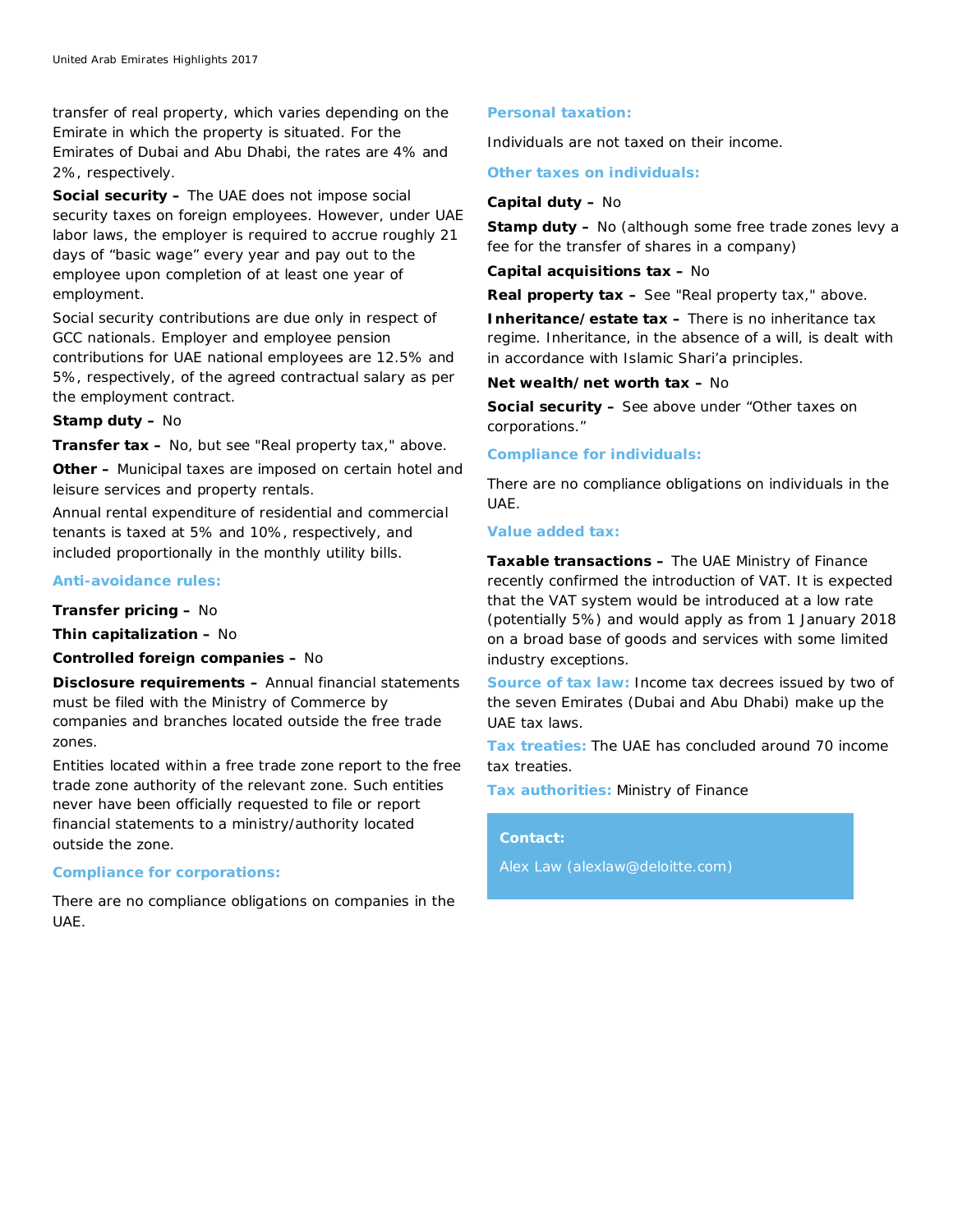transfer of real property, which varies depending on the Emirate in which the property is situated. For the Emirates of Dubai and Abu Dhabi, the rates are 4% and 2%, respectively.

**Social security –** The UAE does not impose social security taxes on foreign employees. However, under UAE labor laws, the employer is required to accrue roughly 21 days of "basic wage" every year and pay out to the employee upon completion of at least one year of employment.

Social security contributions are due only in respect of GCC nationals. Employer and employee pension contributions for UAE national employees are 12.5% and 5%, respectively, of the agreed contractual salary as per the employment contract.

**Stamp duty –** No

**Transfer tax –** No, but see "Real property tax," above.

**Other –** Municipal taxes are imposed on certain hotel and leisure services and property rentals.

Annual rental expenditure of residential and commercial tenants is taxed at 5% and 10%, respectively, and included proportionally in the monthly utility bills.

### Anti-avoidance rules:

**Transfer pricing –** No

**Thin capitalization –** No

**Controlled foreign companies –** No

**Disclosure requirements –** Annual financial statements must be filed with the Ministry of Commerce by companies and branches located outside the free trade zones.

Entities located within a free trade zone report to the free trade zone authority of the relevant zone. Such entities never have been officially requested to file or report financial statements to a ministry/authority located outside the zone.

### Compliance for corporations:

There are no compliance obligations on companies in the UAE.

### Personal taxation:

Individuals are not taxed on their income.

### Other taxes on individuals:

**Capital duty –** No

**Stamp duty –** No (although some free trade zones levy a fee for the transfer of shares in a company)

**Capital acquisitions tax –** No

**Real property tax –** See "Real property tax," above.

**Inheritance/estate tax –** There is no inheritance tax regime. Inheritance, in the absence of a will, is dealt with in accordance with Islamic Shari'a principles.

**Net wealth/net worth tax –** No

**Social security –** See above under "Other taxes on corporations."

### Compliance for individuals:

There are no compliance obligations on individuals in the UAE.

### Value added tax:

**Taxable transactions –** The UAE Ministry of Finance recently confirmed the introduction of VAT. It is expected that the VAT system would be introduced at a low rate (potentially 5%) and would apply as from 1 January 2018 on a broad base of goods and services with some limited industry exceptions.

**Source of tax law:** Income tax decrees issued by two of the seven Emirates (Dubai and Abu Dhabi) make up the UAE tax laws.

**Tax treaties:** The UAE has concluded around 70 income tax treaties.

**Tax authorities:** Ministry of Finance

**Contact:**

Alex Law (alexlaw@deloitte.com)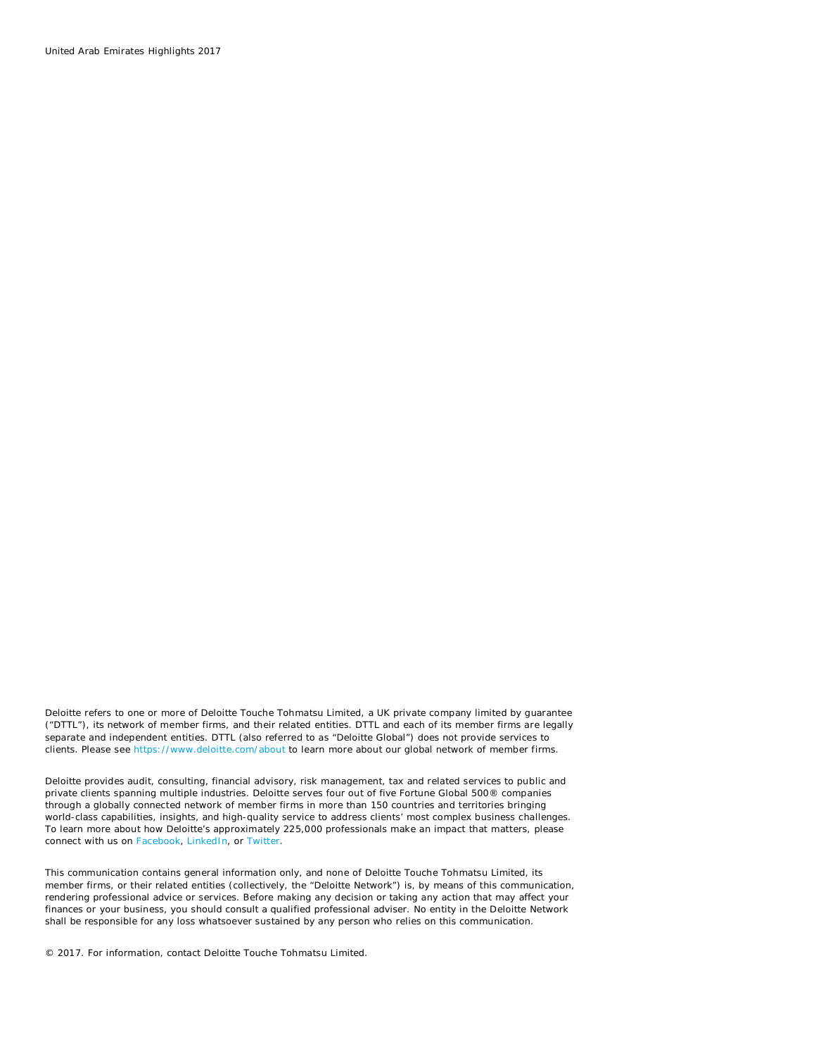Deloitte refers to one or more of Deloitte Touche Tohmatsu Limited, a UK private company limited by guarantee ("DTTL"), its network of member firms, and their related entities. DTTL and each of its member firms are legally separate and independent entities. DTTL (also referred to as "Deloitte Global") does not provide services to clients. Please see https://www.deloitte.com/about to learn more about our global network of member firms.

Deloitte provides audit, consulting, financial advisory, risk management, tax and related services to public and private clients spanning multiple industries. Deloitte serves four out of five Fortune Global 500® companies through a globally connected network of member firms in more than 150 countries and territories bringing world-class capabilities, insights, and high-quality service to address clients' most complex business challenges. To learn more about how Deloitte's approximately 225,000 professionals make an impact that matters, please connect with us on Facebook, LinkedIn, or Twitter.

This communication contains general information only, and none of Deloitte Touche Tohmatsu Limited, its member firms, or their related entities (collectively, the "Deloitte Network") is, by means of this communication, rendering professional advice or services. Before making any decision or taking any action that may affect your finances or your business, you should consult a qualified professional adviser. No entity in the Deloitte Network shall be responsible for any loss whatsoever sustained by any person who relies on this communication.

© 2017. For information, contact Deloitte Touche Tohmatsu Limited.